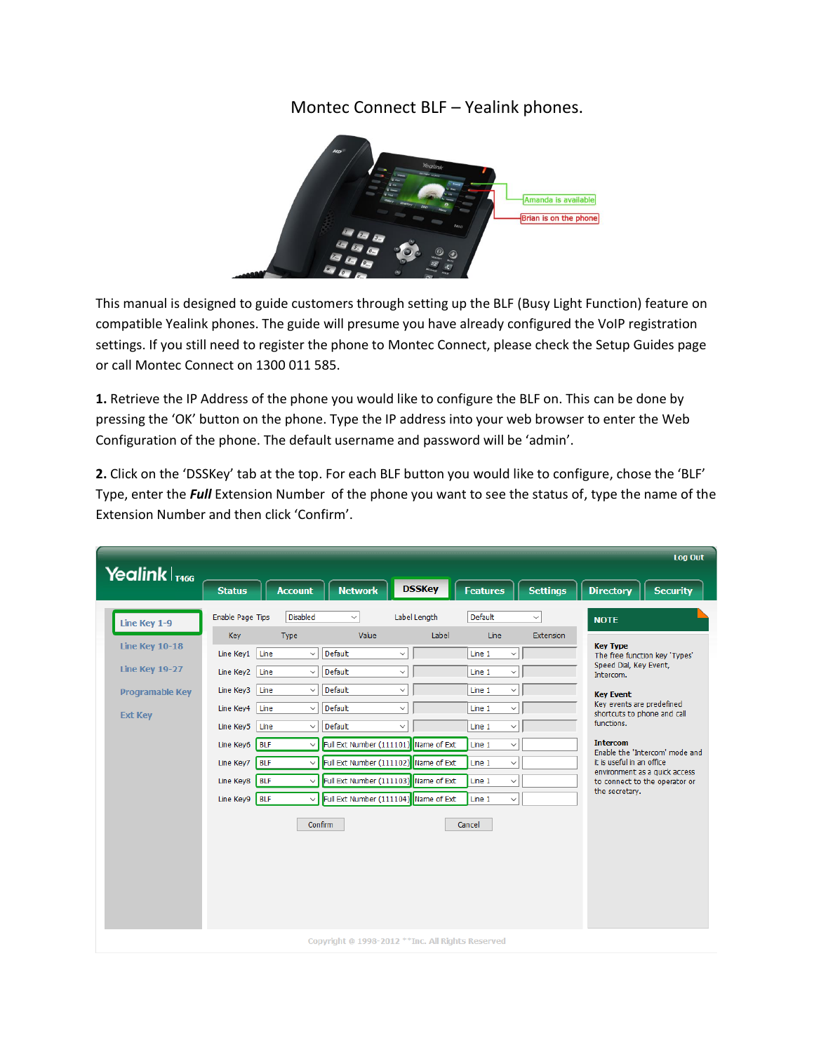# Montec Connect BLF – Yealink phones.

This manual is designed to guide customers through setting up the BLF (Busy Light Function) feature on compatible Yealink phones. The guide will presume you have already configured the VoIP registration settings. If you still need to register the phone to Montec Connect, please check the Setup Guides page or call Montec Connect on 1300 011 585.

**1.** Retrieve the IP Address of the phone you would like to configure the BLF on. This can be done by pressing the 'OK' button on the phone. Type the IP address into your web browser to enter the Web Configuration of the phone. The default username and password will be 'admin'.

**2.** Click on the 'DSSKey' tab at the top. For each BLF button you would like to configure, chose the 'BLF' Type, enter the ***Full*** Extension Number of the phone you want to see the status of, type the name of the Extension Number and then click 'Confirm'.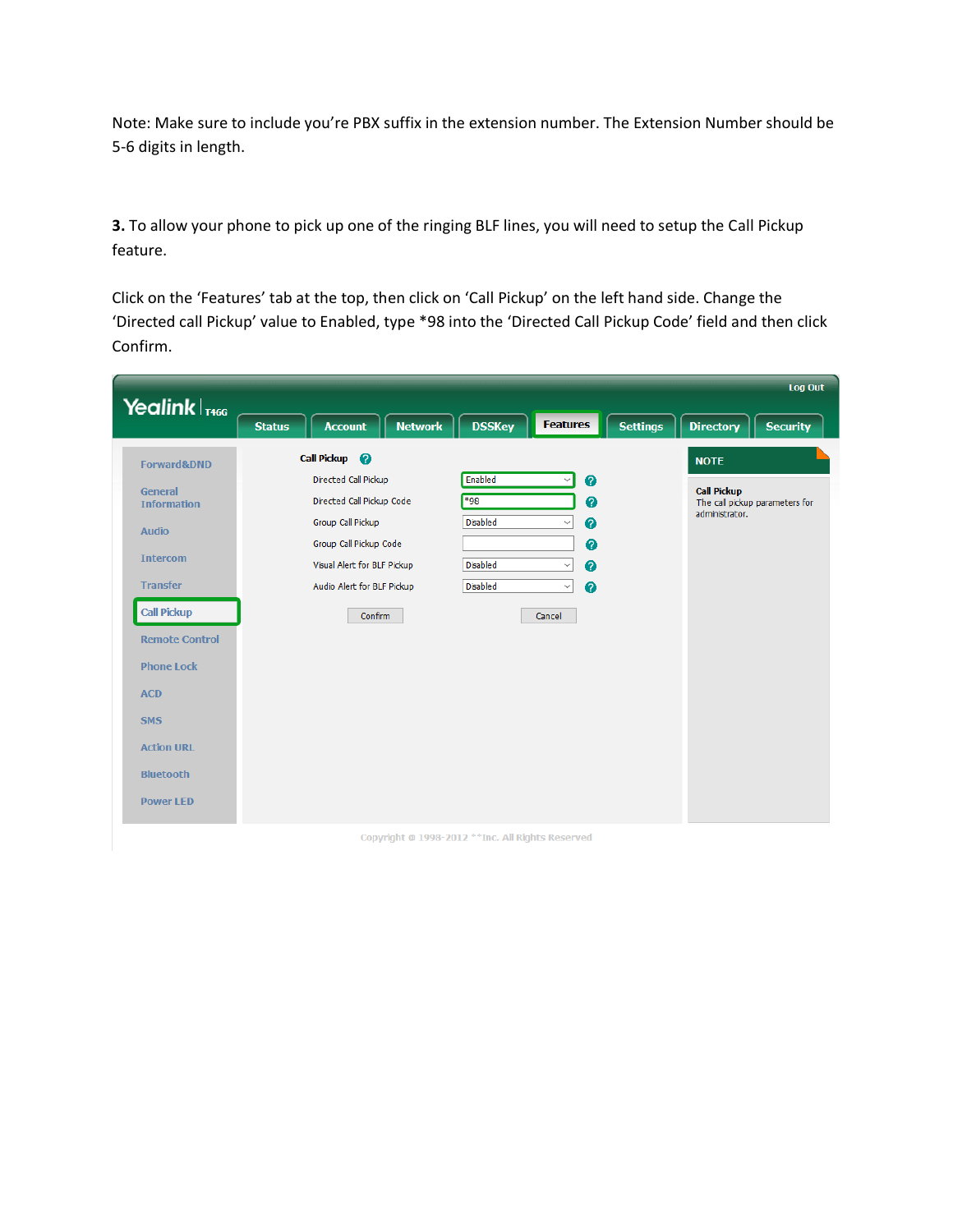Note: Make sure to include you're PBX suffix in the extension number. The Extension Number should be 5-6 digits in length.

**3.** To allow your phone to pick up one of the ringing BLF lines, you will need to setup the Call Pickup feature.

Click on the 'Features' tab at the top, then click on 'Call Pickup' on the left hand side. Change the 'Directed call Pickup' value to Enabled, type *98 into the 'Directed Call Pickup Code' field and then click Confirm.